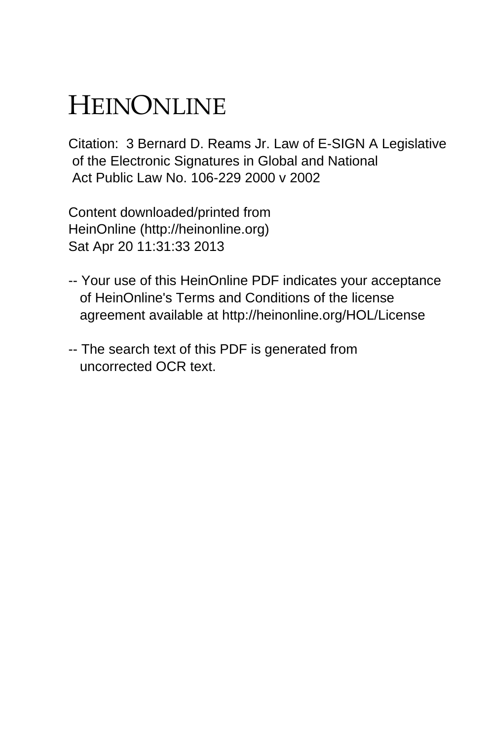# HEINONLINE

Citation: 3 Bernard D. Reams Jr. Law of E-SIGN A Legislative of the Electronic Signatures in Global and National Act Public Law No. 106-229 2000 v 2002

Content downloaded/printed from
HeinOnline (http://heinonline.org)
Sat Apr 20 11:31:33 2013

-- Your use of this HeinOnline PDF indicates your acceptance of HeinOnline's Terms and Conditions of the license agreement available at http://heinonline.org/HOL/License

-- The search text of this PDF is generated from uncorrected OCR text.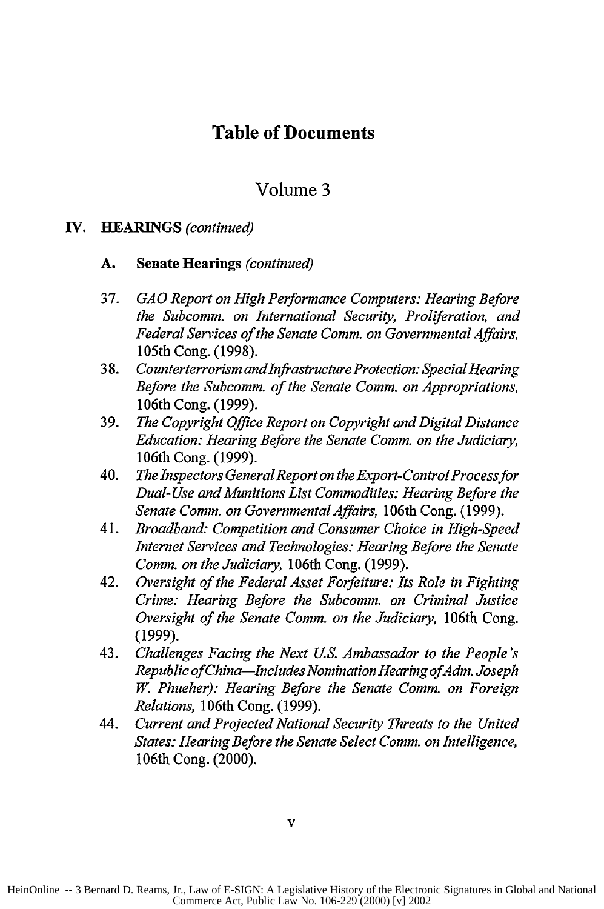# Table of Documents

## Volume 3

### IV. HEARINGS *(continued)*

#### A. Senate Hearings *(continued)*

37. *GAO Report on High Performance Computers: Hearing Before the Subcomm. on International Security, Proliferation, and Federal Services of the Senate Comm. on Governmental Affairs,* 105th Cong. (1998).
38. *Counterterrorism and Infrastructure Protection: Special Hearing Before the Subcomm. of the Senate Comm. on Appropriations,* 106th Cong. (1999).
39. *The Copyright Office Report on Copyright and Digital Distance Education: Hearing Before the Senate Comm. on the Judiciary,* 106th Cong. (1999).
40. *The Inspectors General Report on the Export-Control Process for Dual-Use and Munitions List Commodities: Hearing Before the Senate Comm. on Governmental Affairs,* 106th Cong. (1999).
41. *Broadband: Competition and Consumer Choice in High-Speed Internet Services and Technologies: Hearing Before the Senate Comm. on the Judiciary,* 106th Cong. (1999).
42. *Oversight of the Federal Asset Forfeiture: Its Role in Fighting Crime: Hearing Before the Subcomm. on Criminal Justice Oversight of the Senate Comm. on the Judiciary,* 106th Cong. (1999).
43. *Challenges Facing the Next U.S. Ambassador to the People's Republic of China—Includes Nomination Hearing of Adm. Joseph W. Phueher): Hearing Before the Senate Comm. on Foreign Relations,* 106th Cong. (1999).
44. *Current and Projected National Security Threats to the United States: Hearing Before the Senate Select Comm. on Intelligence,* 106th Cong. (2000).

HeinOnline -- 3 Bernard D. Reams, Jr., Law of E-SIGN: A Legislative History of the Electronic Signatures in Global and National Commerce Act, Public Law No. 106-229 (2000) [v] 2002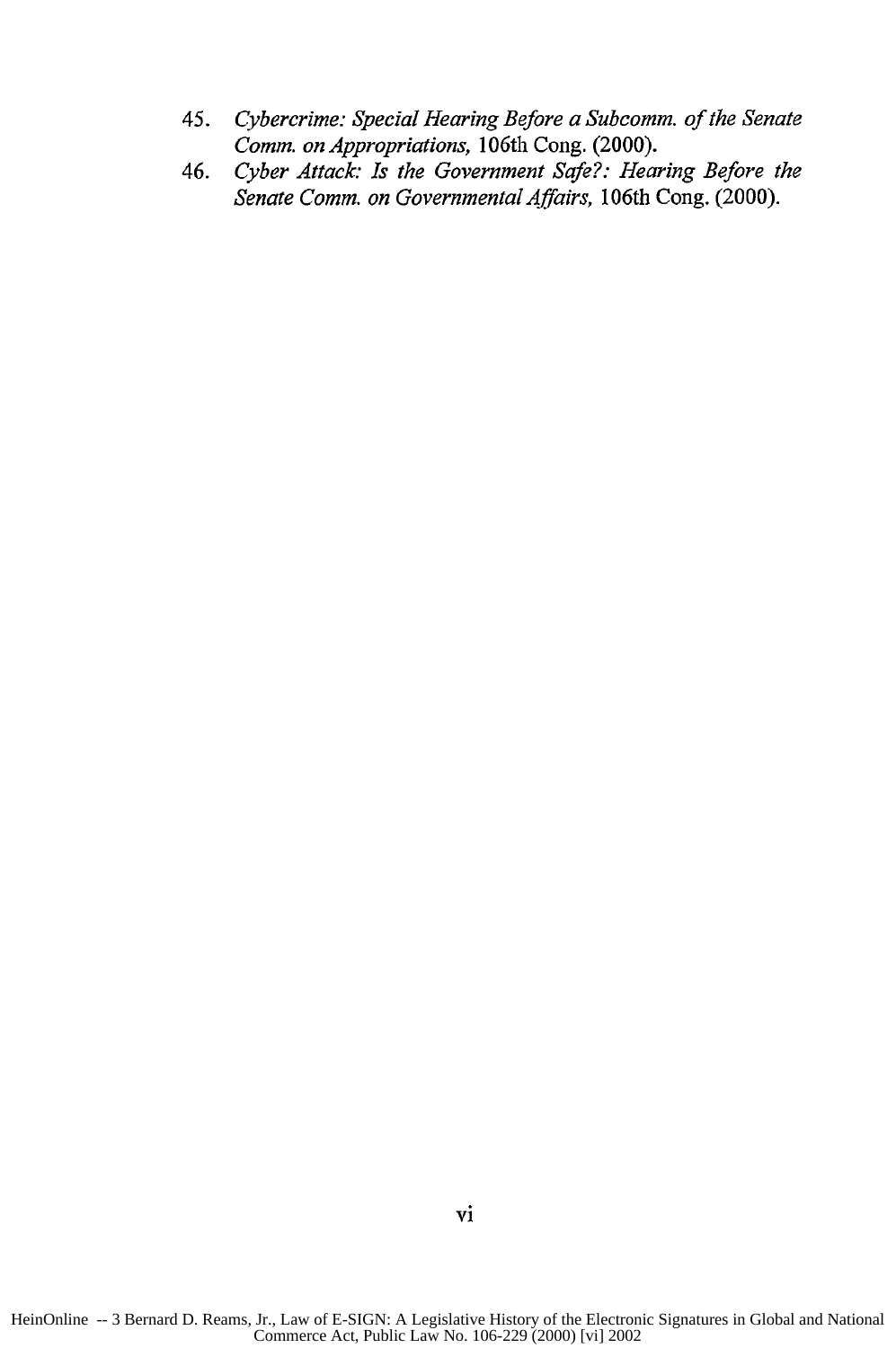45. *Cybercrime: Special Hearing Before a Subcomm. of the Senate Comm. on Appropriations,* 106th Cong. (2000).
46. *Cyber Attack: Is the Government Safe?: Hearing Before the Senate Comm. on Governmental Affairs,* 106th Cong. (2000).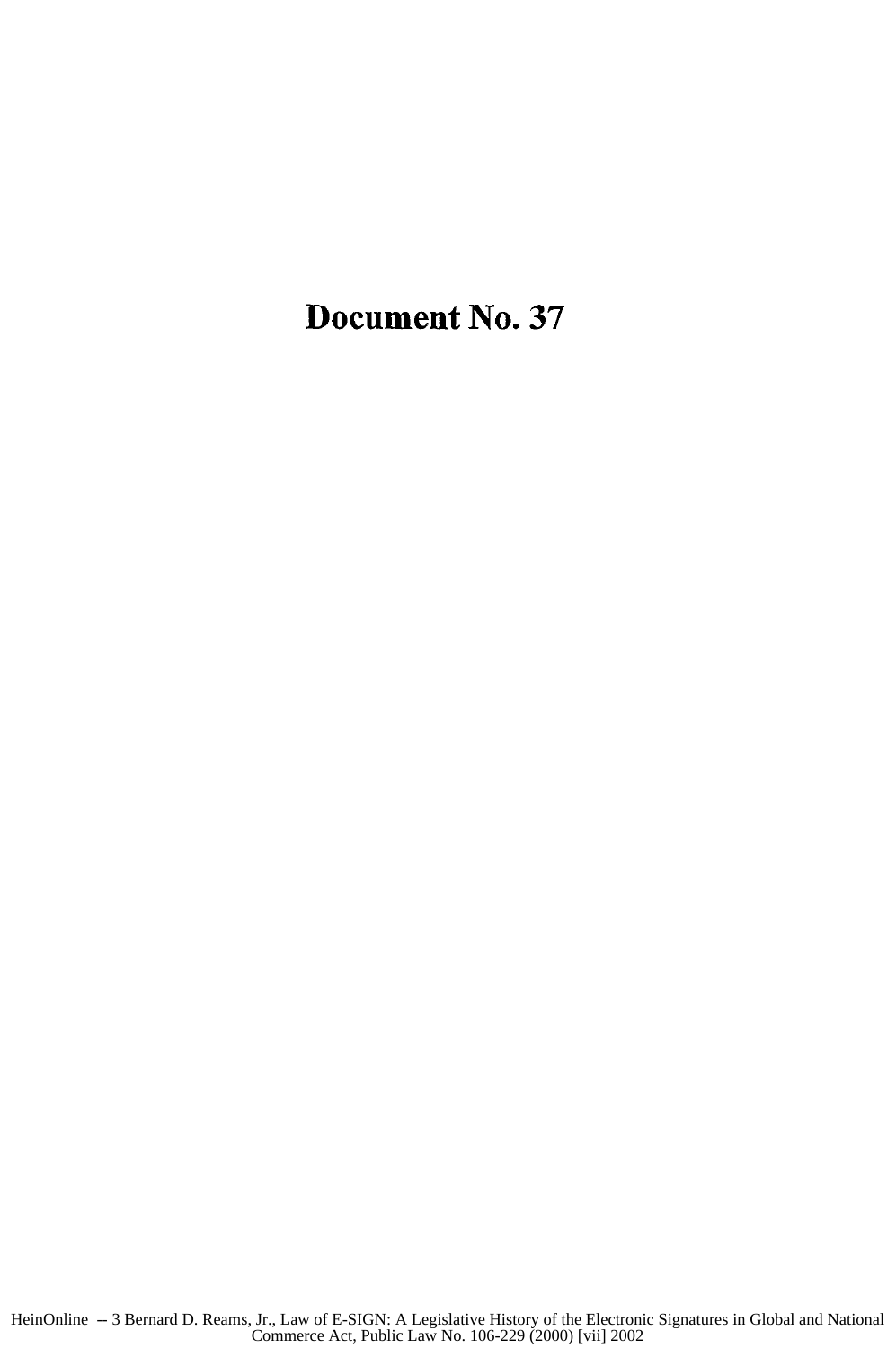# Document No. 37